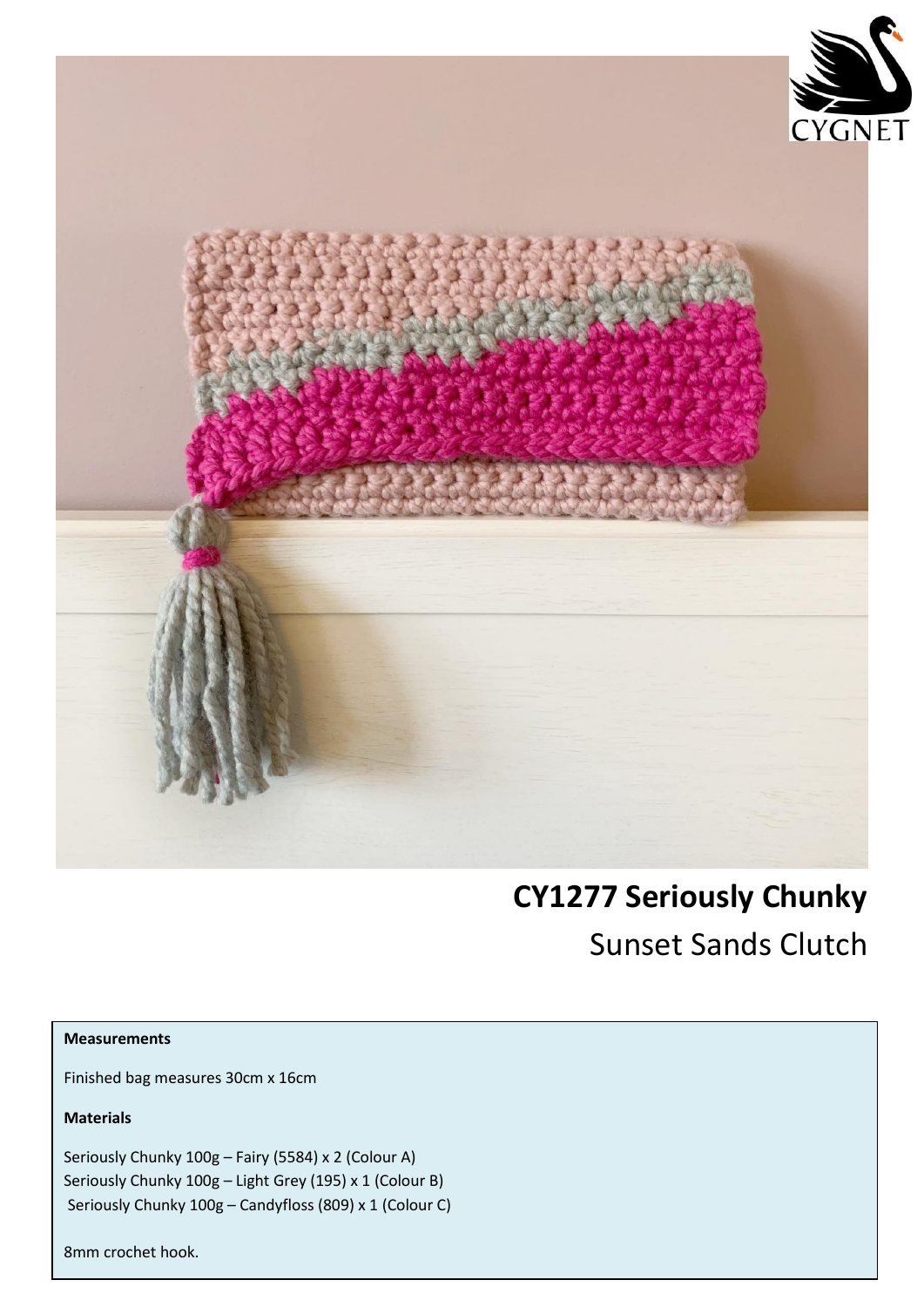CYGNET

# CY1277 Seriously Chunky

## Sunset Sands Clutch

**Measurements**

Finished bag measures 30cm x 16cm

**Materials**

Seriously Chunky 100g – Fairy (5584) x 2 (Colour A)
Seriously Chunky 100g – Light Grey (195) x 1 (Colour B)
Seriously Chunky 100g – Candyfloss (809) x 1 (Colour C)

8mm crochet hook.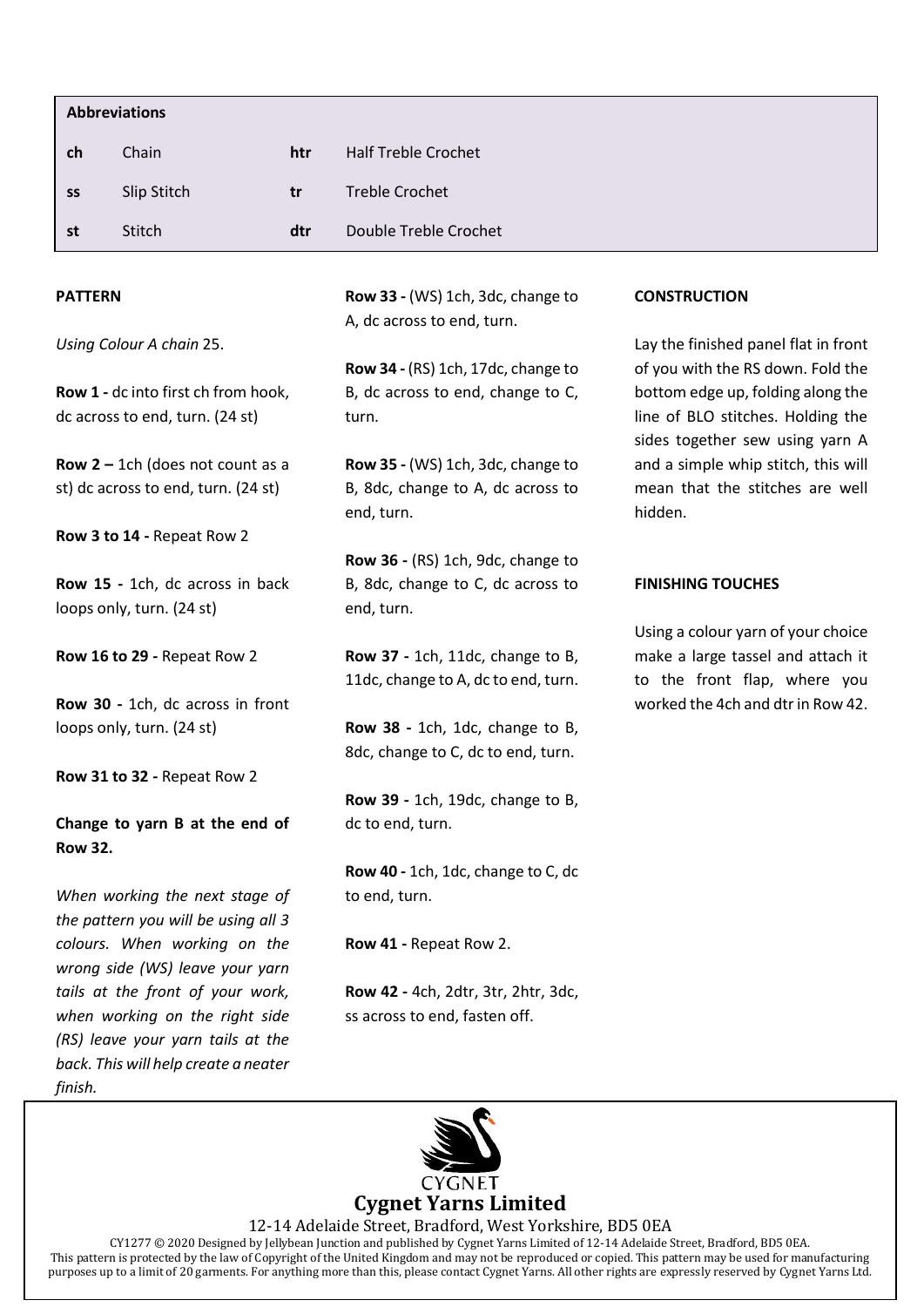| **Abbreviations** | | | |
|---|---|---|---|
| **ch** | Chain | **htr** | Half Treble Crochet |
| **ss** | Slip Stitch | **tr** | Treble Crochet |
| **st** | Stitch | **dtr** | Double Treble Crochet |

**PATTERN**

*Using Colour A chain* 25.

**Row 1 -** dc into first ch from hook, dc across to end, turn. (24 st)

**Row 2 –** 1ch (does not count as a st) dc across to end, turn. (24 st)

**Row 3 to 14 -** Repeat Row 2

**Row 15 -** 1ch, dc across in back loops only, turn. (24 st)

**Row 16 to 29 -** Repeat Row 2

**Row 30 -** 1ch, dc across in front loops only, turn. (24 st)

**Row 31 to 32 -** Repeat Row 2

**Change to yarn B at the end of Row 32.**

*When working the next stage of the pattern you will be using all 3 colours. When working on the wrong side (WS) leave your yarn tails at the front of your work, when working on the right side (RS) leave your yarn tails at the back. This will help create a neater finish.*

**Row 33 -** (WS) 1ch, 3dc, change to A, dc across to end, turn.

**Row 34 -** (RS) 1ch, 17dc, change to B, dc across to end, change to C, turn.

**Row 35 -** (WS) 1ch, 3dc, change to B, 8dc, change to A, dc across to end, turn.

**Row 36 -** (RS) 1ch, 9dc, change to B, 8dc, change to C, dc across to end, turn.

**Row 37 -** 1ch, 11dc, change to B, 11dc, change to A, dc to end, turn.

**Row 38 -** 1ch, 1dc, change to B, 8dc, change to C, dc to end, turn.

**Row 39 -** 1ch, 19dc, change to B, dc to end, turn.

**Row 40 -** 1ch, 1dc, change to C, dc to end, turn.

**Row 41 -** Repeat Row 2.

**Row 42 -** 4ch, 2dtr, 3tr, 2htr, 3dc, ss across to end, fasten off.

**CONSTRUCTION**

Lay the finished panel flat in front of you with the RS down. Fold the bottom edge up, folding along the line of BLO stitches. Holding the sides together sew using yarn A and a simple whip stitch, this will mean that the stitches are well hidden.

**FINISHING TOUCHES**

Using a colour yarn of your choice make a large tassel and attach it to the front flap, where you worked the 4ch and dtr in Row 42.

CYGNET

**Cygnet Yarns Limited**

12-14 Adelaide Street, Bradford, West Yorkshire, BD5 0EA

CY1277 © 2020 Designed by Jellybean Junction and published by Cygnet Yarns Limited of 12-14 Adelaide Street, Bradford, BD5 0EA. This pattern is protected by the law of Copyright of the United Kingdom and may not be reproduced or copied. This pattern may be used for manufacturing purposes up to a limit of 20 garments. For anything more than this, please contact Cygnet Yarns. All other rights are expressly reserved by Cygnet Yarns Ltd.